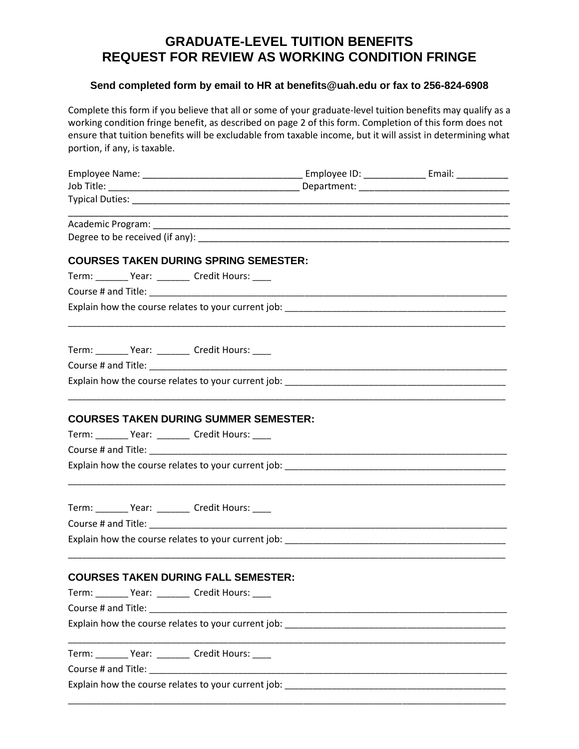# GRADUATE-LEVEL TUITION BENEFITS
# REQUEST FOR REVIEW AS WORKING CONDITION FRINGE

**Send completed form by email to HR at benefits@uah.edu or fax to 256-824-6908**

Complete this form if you believe that all or some of your graduate-level tuition benefits may qualify as a working condition fringe benefit, as described on page 2 of this form. Completion of this form does not ensure that tuition benefits will be excludable from taxable income, but it will assist in determining what portion, if any, is taxable.

Employee Name: _______________________________ Employee ID: ____________ Email: __________

Job Title: _____________________________________ Department: _____________________________

Typical Duties: ____________________________________________________________________________

___________________________________________________________________________________________

Academic Program: _________________________________________________________________________

Degree to be received (if any): ____________________________________________________________

### COURSES TAKEN DURING SPRING SEMESTER:

Term: _______ Year: _______ Credit Hours: ____

Course # and Title: ________________________________________________________________________

Explain how the course relates to your current job: ____________________________________________

___________________________________________________________________________________________

Term: _______ Year: _______ Credit Hours: ____

Course # and Title: ________________________________________________________________________

Explain how the course relates to your current job: ____________________________________________

___________________________________________________________________________________________

### COURSES TAKEN DURING SUMMER SEMESTER:

Term: _______ Year: _______ Credit Hours: ____

Course # and Title: ________________________________________________________________________

Explain how the course relates to your current job: ____________________________________________

___________________________________________________________________________________________

Term: _______ Year: _______ Credit Hours: ____

Course # and Title: ________________________________________________________________________

Explain how the course relates to your current job: ____________________________________________

___________________________________________________________________________________________

### COURSES TAKEN DURING FALL SEMESTER:

Term: _______ Year: _______ Credit Hours: ____

Course # and Title: ________________________________________________________________________

Explain how the course relates to your current job: ____________________________________________

___________________________________________________________________________________________

Term: _______ Year: _______ Credit Hours: ____

Course # and Title: ________________________________________________________________________

Explain how the course relates to your current job: ____________________________________________

___________________________________________________________________________________________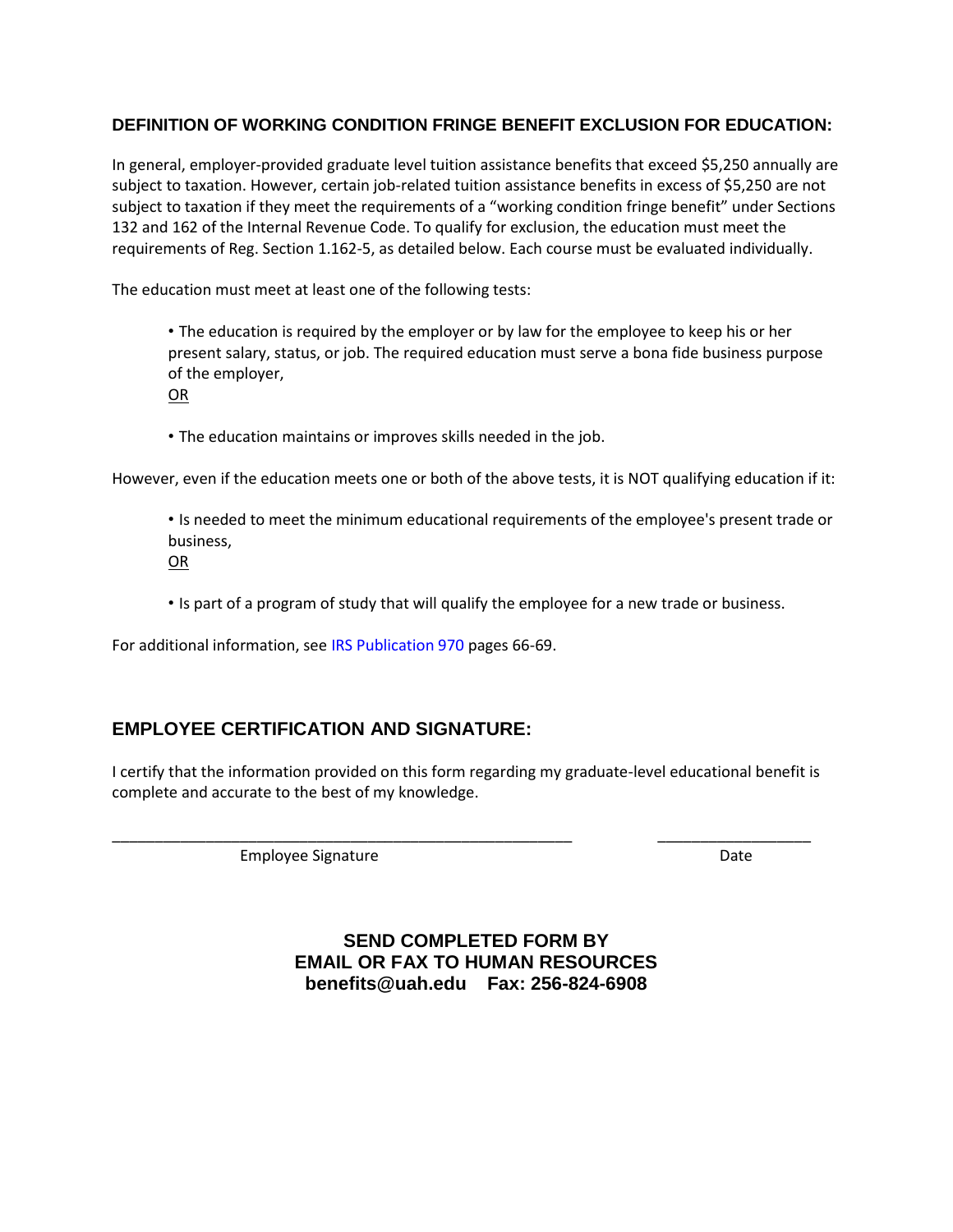## DEFINITION OF WORKING CONDITION FRINGE BENEFIT EXCLUSION FOR EDUCATION:

In general, employer-provided graduate level tuition assistance benefits that exceed $5,250 annually are subject to taxation. However, certain job-related tuition assistance benefits in excess of $5,250 are not subject to taxation if they meet the requirements of a "working condition fringe benefit" under Sections 132 and 162 of the Internal Revenue Code. To qualify for exclusion, the education must meet the requirements of Reg. Section 1.162-5, as detailed below. Each course must be evaluated individually.

The education must meet at least one of the following tests:

- The education is required by the employer or by law for the employee to keep his or her present salary, status, or job. The required education must serve a bona fide business purpose of the employer,

  OR

- The education maintains or improves skills needed in the job.

However, even if the education meets one or both of the above tests, it is NOT qualifying education if it:

- Is needed to meet the minimum educational requirements of the employee's present trade or business,

  OR

- Is part of a program of study that will qualify the employee for a new trade or business.

For additional information, see IRS Publication 970 pages 66-69.

## EMPLOYEE CERTIFICATION AND SIGNATURE:

I certify that the information provided on this form regarding my graduate-level educational benefit is complete and accurate to the best of my knowledge.

\_\_\_\_\_\_\_\_\_\_\_\_\_\_\_\_\_\_\_\_\_\_\_\_\_\_\_\_\_\_\_\_\_\_\_\_\_\_\_\_\_\_\_\_\_\_\_\_\_\_ \_\_\_\_\_\_\_\_\_\_\_\_\_\_\_\_\_\_
Employee Signature Date

**SEND COMPLETED FORM BY**
**EMAIL OR FAX TO HUMAN RESOURCES**
**benefits@uah.edu Fax: 256-824-6908**